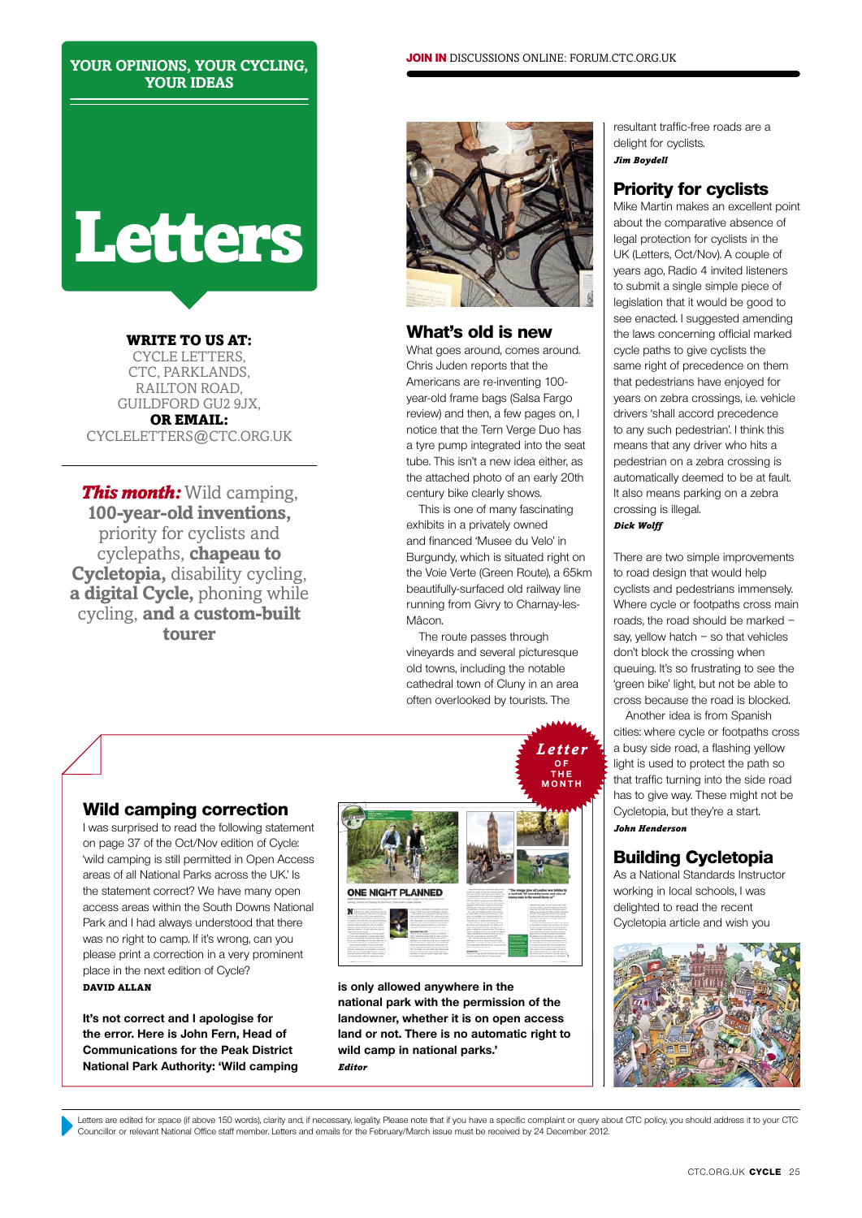YOUR OPINIONS, YOUR CYCLING, YOUR IDEAS

# Letters

**WRITE TO US AT:**
CYCLE LETTERS, CTC, PARKLANDS, RAILTON ROAD, GUILDFORD GU2 9JX,
**OR EMAIL:**
CYCLELETTERS@CTC.ORG.UK

***This month:*** Wild camping, **100-year-old inventions,** priority for cyclists and cyclepaths, **chapeau to Cycletopia,** disability cycling, **a digital Cycle,** phoning while cycling, **and a custom-built tourer**

**JOIN IN** DISCUSSIONS ONLINE: FORUM.CTC.ORG.UK

## Wild camping correction

I was surprised to read the following statement on page 37 of the Oct/Nov edition of Cycle: 'wild camping is still permitted in Open Access areas of all National Parks across the UK.' Is the statement correct? We have many open access areas within the South Downs National Park and I had always understood that there was no right to camp. If it's wrong, can you please print a correction in a very prominent place in the next edition of Cycle?

**DAVID ALLAN**

**It's not correct and I apologise for the error. Here is John Fern, Head of Communications for the Peak District National Park Authority: 'Wild camping is only allowed anywhere in the national park with the permission of the landowner, whether it is on open access land or not. There is no automatic right to wild camp in national parks.'**

***Editor***

## What's old is new

*Letter of the Month*

What goes around, comes around. Chris Juden reports that the Americans are re-inventing 100-year-old frame bags (Salsa Fargo review) and then, a few pages on, I notice that the Tern Verge Duo has a tyre pump integrated into the seat tube. This isn't a new idea either, as the attached photo of an early 20th century bike clearly shows.

This is one of many fascinating exhibits in a privately owned and financed 'Musee du Velo' in Burgundy, which is situated right on the Voie Verte (Green Route), a 65km beautifully-surfaced old railway line running from Givry to Charnay-les-Mâcon.

The route passes through vineyards and several picturesque old towns, including the notable cathedral town of Cluny in an area often overlooked by tourists. The resultant traffic-free roads are a delight for cyclists.

***Jim Boydell***

## Priority for cyclists

Mike Martin makes an excellent point about the comparative absence of legal protection for cyclists in the UK (Letters, Oct/Nov). A couple of years ago, Radio 4 invited listeners to submit a single simple piece of legislation that it would be good to see enacted. I suggested amending the laws concerning official marked cycle paths to give cyclists the same right of precedence on them that pedestrians have enjoyed for years on zebra crossings, i.e. vehicle drivers 'shall accord precedence to any such pedestrian'. I think this means that any driver who hits a pedestrian on a zebra crossing is automatically deemed to be at fault. It also means parking on a zebra crossing is illegal.

***Dick Wolff***

There are two simple improvements to road design that would help cyclists and pedestrians immensely. Where cycle or footpaths cross main roads, the road should be marked – say, yellow hatch – so that vehicles don't block the crossing when queuing. It's so frustrating to see the 'green bike' light, but not be able to cross because the road is blocked.

Another idea is from Spanish cities: where cycle or footpaths cross a busy side road, a flashing yellow light is used to protect the path so that traffic turning into the side road has to give way. These might not be Cycletopia, but they're a start.

***John Henderson***

## Building Cycletopia

As a National Standards Instructor working in local schools, I was delighted to read the recent Cycletopia article and wish you

Letters are edited for space (if above 150 words), clarity and, if necessary, legality. Please note that if you have a specific complaint or query about CTC policy, you should address it to your CTC Councillor or relevant National Office staff member. Letters and emails for the February/March issue must be received by 24 December 2012.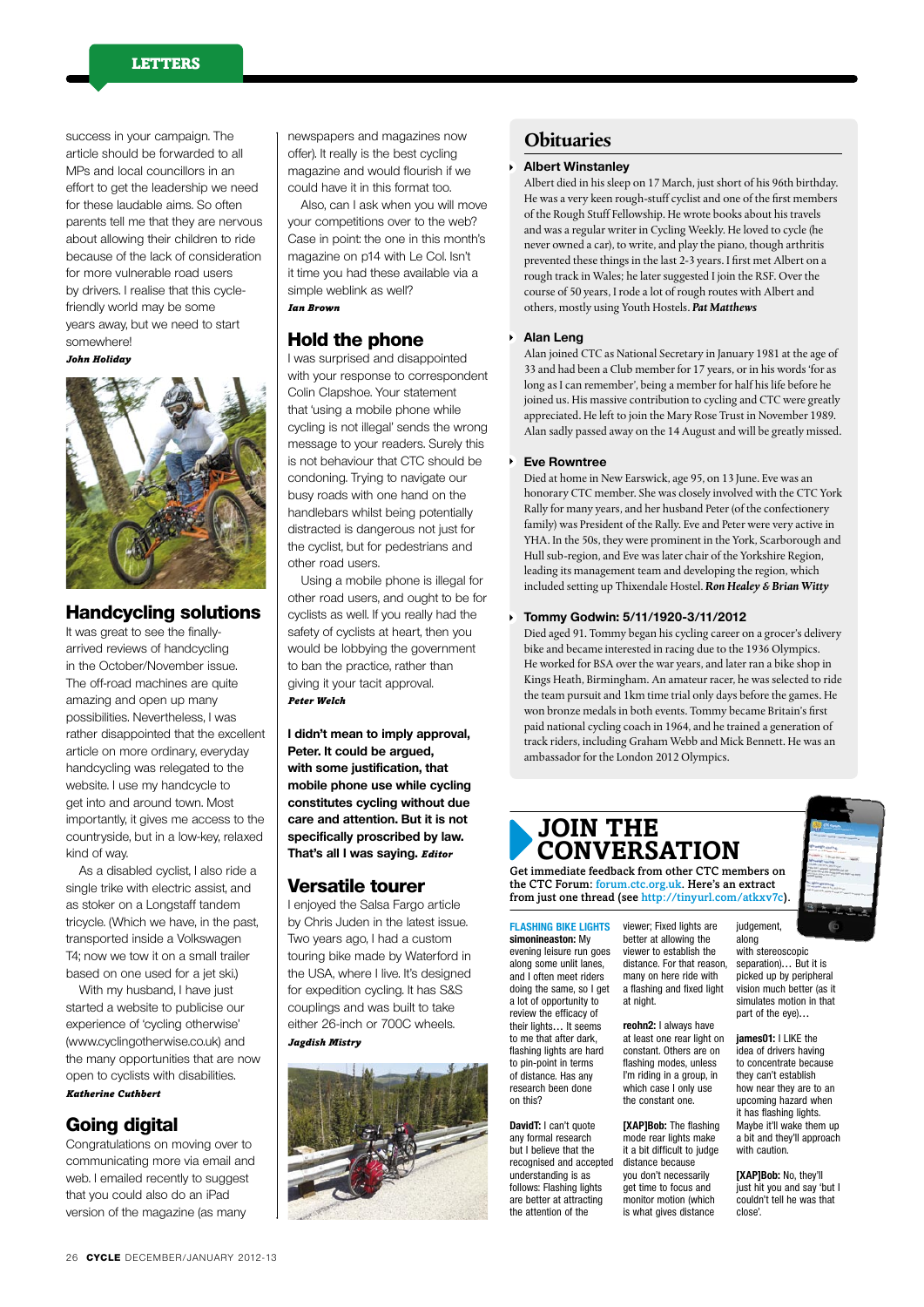success in your campaign. The article should be forwarded to all MPs and local councillors in an effort to get the leadership we need for these laudable aims. So often parents tell me that they are nervous about allowing their children to ride because of the lack of consideration for more vulnerable road users by drivers. I realise that this cycle-friendly world may be some years away, but we need to start somewhere!

***John Holiday***

## Handcycling solutions

It was great to see the finally-arrived reviews of handcycling in the October/November issue. The off-road machines are quite amazing and open up many possibilities. Nevertheless, I was rather disappointed that the excellent article on more ordinary, everyday handcycling was relegated to the website. I use my handcycle to get into and around town. Most importantly, it gives me access to the countryside, but in a low-key, relaxed kind of way.

As a disabled cyclist, I also ride a single trike with electric assist, and as stoker on a Longstaff tandem tricycle. (Which we have, in the past, transported inside a Volkswagen T4; now we tow it on a small trailer based on one used for a jet ski.)

With my husband, I have just started a website to publicise our experience of 'cycling otherwise' (www.cyclingotherwise.co.uk) and the many opportunities that are now open to cyclists with disabilities.

***Katherine Cuthbert***

## Going digital

Congratulations on moving over to communicating more via email and web. I emailed recently to suggest that you could also do an iPad version of the magazine (as many newspapers and magazines now offer). It really is the best cycling magazine and would flourish if we could have it in this format too.

Also, can I ask when you will move your competitions over to the web? Case in point: the one in this month's magazine on p14 with Le Col. Isn't it time you had these available via a simple weblink as well?

***Ian Brown***

## Hold the phone

I was surprised and disappointed with your response to correspondent Colin Clapshoe. Your statement that 'using a mobile phone while cycling is not illegal' sends the wrong message to your readers. Surely this is not behaviour that CTC should be condoning. Trying to navigate our busy roads with one hand on the handlebars whilst being potentially distracted is dangerous not just for the cyclist, but for pedestrians and other road users.

Using a mobile phone is illegal for other road users, and ought to be for cyclists as well. If you really had the safety of cyclists at heart, then you would be lobbying the government to ban the practice, rather than giving it your tacit approval.

***Peter Welch***

**I didn't mean to imply approval, Peter. It could be argued, with some justification, that mobile phone use while cycling constitutes cycling without due care and attention. But it is not specifically proscribed by law. That's all I was saying. *Editor***

## Versatile tourer

I enjoyed the Salsa Fargo article by Chris Juden in the latest issue. Two years ago, I had a custom touring bike made by Waterford in the USA, where I live. It's designed for expedition cycling. It has S&S couplings and was built to take either 26-inch or 700C wheels.

***Jagdish Mistry***

## Obituaries

### Albert Winstanley

Albert died in his sleep on 17 March, just short of his 96th birthday. He was a very keen rough-stuff cyclist and one of the first members of the Rough Stuff Fellowship. He wrote books about his travels and was a regular writer in Cycling Weekly. He loved to cycle (he never owned a car), to write, and play the piano, though arthritis prevented these things in the last 2-3 years. I first met Albert on a rough track in Wales; he later suggested I join the RSF. Over the course of 50 years, I rode a lot of rough routes with Albert and others, mostly using Youth Hostels. ***Pat Matthews***

### Alan Leng

Alan joined CTC as National Secretary in January 1981 at the age of 33 and had been a Club member for 17 years, or in his words 'for as long as I can remember', being a member for half his life before he joined us. His massive contribution to cycling and CTC were greatly appreciated. He left to join the Mary Rose Trust in November 1989. Alan sadly passed away on the 14 August and will be greatly missed.

### Eve Rowntree

Died at home in New Earswick, age 95, on 13 June. Eve was an honorary CTC member. She was closely involved with the CTC York Rally for many years, and her husband Peter (of the confectionery family) was President of the Rally. Eve and Peter were very active in YHA. In the 50s, they were prominent in the York, Scarborough and Hull sub-region, and Eve was later chair of the Yorkshire Region, leading its management team and developing the region, which included setting up Thixendale Hostel. ***Ron Healey & Brian Witty***

### Tommy Godwin: 5/11/1920-3/11/2012

Died aged 91. Tommy began his cycling career on a grocer's delivery bike and became interested in racing due to the 1936 Olympics. He worked for BSA over the war years, and later ran a bike shop in Kings Heath, Birmingham. An amateur racer, he was selected to ride the team pursuit and 1km time trial only days before the games. He won bronze medals in both events. Tommy became Britain's first paid national cycling coach in 1964, and he trained a generation of track riders, including Graham Webb and Mick Bennett. He was an ambassador for the London 2012 Olympics.

## JOIN THE CONVERSATION

**Get immediate feedback from other CTC members on the CTC Forum: forum.ctc.org.uk. Here's an extract from just one thread (see http://tinyurl.com/atkxv7c).**

**FLASHING BIKE LIGHTS**

**simonineaston:** My evening leisure run goes along some unlit lanes, and I often meet folk doing the same, so I get a lot of opportunity to review the efficacy of their lights… It seems to me that after dark, flashing lights are hard to pin-point in terms of distance. Has any research been done on this?

**DavidT:** I can't quote any formal research but I believe that the recognised and accepted understanding is as follows: Flashing lights are better at attracting the attention of the viewer; Fixed lights are better at allowing the viewer to establish the distance. For that reason, many on here ride with a flashing and fixed light at night.

**reohn2:** I always have at least one rear light on constant. Others are on flashing modes, unless I'm riding in a group, in which case I only use the constant one.

**[XAP]Bob:** The flashing mode rear lights make it a bit difficult to judge distance because you don't necessarily get time to focus and monitor motion (which is what gives distance judgement, along with stereoscopic separation)… But it is picked up by peripheral vision much better (as it simulates motion in that part of the eye)…

**james01:** I LIKE the idea of drivers having to concentrate because they can't establish how near they are to an upcoming hazard when it has flashing lights. Maybe it'll wake them up a bit and they'll approach with caution.

**[XAP]Bob:** No, they'll just hit you and say 'but I couldn't tell he was that close'.